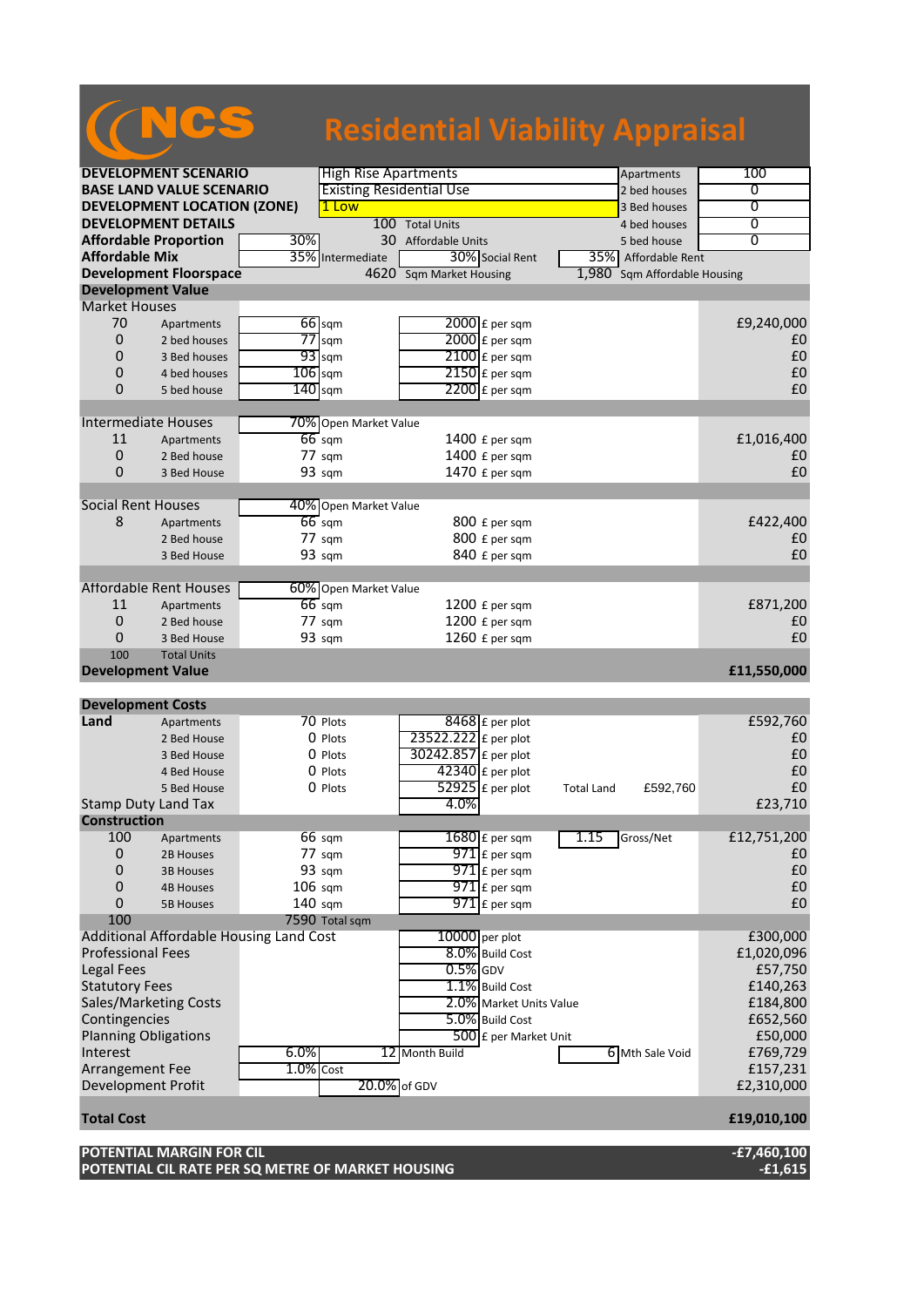# NCS Residential Viability Appraisal

| | | | | | | |
|---|---|---|---|---|---|---|
| **DEVELOPMENT SCENARIO** | High Rise Apartments | | | | Apartments | 100 |
| **BASE LAND VALUE SCENARIO** | Existing Residential Use | | | | 2 bed houses | 0 |
| **DEVELOPMENT LOCATION (ZONE)** | 1 Low | | | | 3 Bed houses | 0 |
| **DEVELOPMENT DETAILS** | | 100 | Total Units | | 4 bed houses | 0 |
| **Affordable Proportion** | 30% | 30 | Affordable Units | | 5 bed house | 0 |
| **Affordable Mix** | 35% | Intermediate | 30% | Social Rent | 35% | Affordable Rent |
| **Development Floorspace** | | 4620 | Sqm Market Housing | | 1,980 | Sqm Affordable Housing |

## Development Value

| | | | | | | |
|---|---|---|---|---|---|---|
| **Market Houses** | | | | | | |
| 70 | Apartments | 66 | sqm | 2000 | £ per sqm | £9,240,000 |
| 0 | 2 bed houses | 77 | sqm | 2000 | £ per sqm | £0 |
| 0 | 3 Bed houses | 93 | sqm | 2100 | £ per sqm | £0 |
| 0 | 4 bed houses | 106 | sqm | 2150 | £ per sqm | £0 |
| 0 | 5 bed house | 140 | sqm | 2200 | £ per sqm | £0 |
| **Intermediate Houses** | | 70% | Open Market Value | | | |
| 11 | Apartments | 66 | sqm | 1400 | £ per sqm | £1,016,400 |
| 0 | 2 Bed house | 77 | sqm | 1400 | £ per sqm | £0 |
| 0 | 3 Bed House | 93 | sqm | 1470 | £ per sqm | £0 |
| **Social Rent Houses** | | 40% | Open Market Value | | | |
| 8 | Apartments | 66 | sqm | 800 | £ per sqm | £422,400 |
| | 2 Bed house | 77 | sqm | 800 | £ per sqm | £0 |
| | 3 Bed House | 93 | sqm | 840 | £ per sqm | £0 |
| **Affordable Rent Houses** | | 60% | Open Market Value | | | |
| 11 | Apartments | 66 | sqm | 1200 | £ per sqm | £871,200 |
| 0 | 2 Bed house | 77 | sqm | 1200 | £ per sqm | £0 |
| 0 | 3 Bed House | 93 | sqm | 1260 | £ per sqm | £0 |
| 100 | Total Units | | | | | |
| **Development Value** | | | | | | **£11,550,000** |

## Development Costs

| | | | | | | | | |
|---|---|---|---|---|---|---|---|---|
| **Land** | Apartments | 70 | Plots | 8468 | £ per plot | | | £592,760 |
| | 2 Bed House | 0 | Plots | 23522.222 | £ per plot | | | £0 |
| | 3 Bed House | 0 | Plots | 30242.857 | £ per plot | | | £0 |
| | 4 Bed House | 0 | Plots | 42340 | £ per plot | | | £0 |
| | 5 Bed House | 0 | Plots | 52925 | £ per plot | Total Land | £592,760 | £0 |
| Stamp Duty Land Tax | | | | 4.0% | | | | £23,710 |
| **Construction** | | | | | | | | |
| 100 | Apartments | 66 | sqm | 1680 | £ per sqm | 1.15 | Gross/Net | £12,751,200 |
| 0 | 2B Houses | 77 | sqm | 971 | £ per sqm | | | £0 |
| 0 | 3B Houses | 93 | sqm | 971 | £ per sqm | | | £0 |
| 0 | 4B Houses | 106 | sqm | 971 | £ per sqm | | | £0 |
| 0 | 5B Houses | 140 | sqm | 971 | £ per sqm | | | £0 |
| 100 | | 7590 | Total sqm | | | | | |
| Additional Affordable Housing Land Cost | | | | 10000 | per plot | | | £300,000 |
| Professional Fees | | | | 8.0% | Build Cost | | | £1,020,096 |
| Legal Fees | | | | 0.5% | GDV | | | £57,750 |
| Statutory Fees | | | | 1.1% | Build Cost | | | £140,263 |
| Sales/Marketing Costs | | | | 2.0% | Market Units Value | | | £184,800 |
| Contingencies | | | | 5.0% | Build Cost | | | £652,560 |
| Planning Obligations | | | | 500 | £ per Market Unit | | | £50,000 |
| Interest | | 6.0% | | 12 | Month Build | 6 | Mth Sale Void | £769,729 |
| Arrangement Fee | | 1.0% | Cost | | | | | £157,231 |
| Development Profit | | | | 20.0% | of GDV | | | £2,310,000 |
| **Total Cost** | | | | | | | | **£19,010,100** |

| | |
|---|---|
| **POTENTIAL MARGIN FOR CIL** | **-£7,460,100** |
| **POTENTIAL CIL RATE PER SQ METRE OF MARKET HOUSING** | **-£1,615** |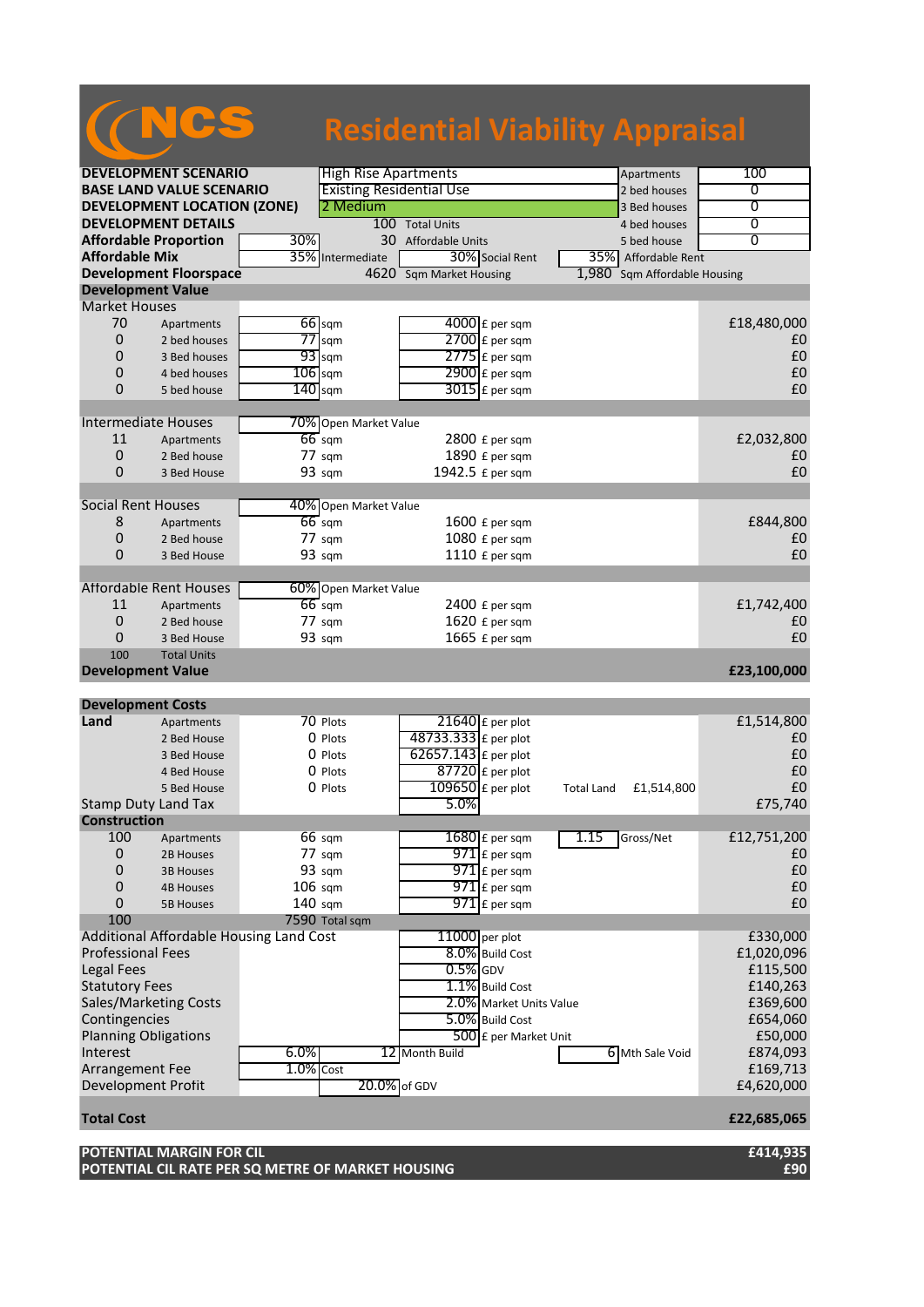# NCS Residential Viability Appraisal

| | | | | | | | |
|---|---|---|---|---|---|---|---|
| **DEVELOPMENT SCENARIO** | | High Rise Apartments | | | | Apartments | 100 |
| **BASE LAND VALUE SCENARIO** | | Existing Residential Use | | | | 2 bed houses | 0 |
| **DEVELOPMENT LOCATION (ZONE)** | | 2 Medium | | | | 3 Bed houses | 0 |
| **DEVELOPMENT DETAILS** | | 100 | Total Units | | | 4 bed houses | 0 |
| **Affordable Proportion** | 30% | 30 | Affordable Units | | | 5 bed house | 0 |
| **Affordable Mix** | 35% | Intermediate | 30% | Social Rent | 35% | Affordable Rent | |
| **Development Floorspace** | | 4620 | Sqm Market Housing | | 1,980 | Sqm Affordable Housing | |

## Development Value

| | | | | | |
|---|---|---|---|---|---|
| **Market Houses** | | | | | |
| 70 | Apartments | 66 sqm | 4000 | £ per sqm | £18,480,000 |
| 0 | 2 bed houses | 77 sqm | 2700 | £ per sqm | £0 |
| 0 | 3 Bed houses | 93 sqm | 2775 | £ per sqm | £0 |
| 0 | 4 bed houses | 106 sqm | 2900 | £ per sqm | £0 |
| 0 | 5 bed house | 140 sqm | 3015 | £ per sqm | £0 |
| **Intermediate Houses** | | 70% Open Market Value | | | |
| 11 | Apartments | 66 sqm | 2800 | £ per sqm | £2,032,800 |
| 0 | 2 Bed house | 77 sqm | 1890 | £ per sqm | £0 |
| 0 | 3 Bed House | 93 sqm | 1942.5 | £ per sqm | £0 |
| **Social Rent Houses** | | 40% Open Market Value | | | |
| 8 | Apartments | 66 sqm | 1600 | £ per sqm | £844,800 |
| 0 | 2 Bed house | 77 sqm | 1080 | £ per sqm | £0 |
| 0 | 3 Bed House | 93 sqm | 1110 | £ per sqm | £0 |
| **Affordable Rent Houses** | | 60% Open Market Value | | | |
| 11 | Apartments | 66 sqm | 2400 | £ per sqm | £1,742,400 |
| 0 | 2 Bed house | 77 sqm | 1620 | £ per sqm | £0 |
| 0 | 3 Bed House | 93 sqm | 1665 | £ per sqm | £0 |
| 100 | Total Units | | | | |
| **Development Value** | | | | | **£23,100,000** |

## Development Costs

| | | | | | | | |
|---|---|---|---|---|---|---|---|
| **Land** | Apartments | 70 Plots | 21640 | £ per plot | | | £1,514,800 |
| | 2 Bed House | 0 Plots | 48733.333 | £ per plot | | | £0 |
| | 3 Bed House | 0 Plots | 62657.143 | £ per plot | | | £0 |
| | 4 Bed House | 0 Plots | 87720 | £ per plot | | | £0 |
| | 5 Bed House | 0 Plots | 109650 | £ per plot | Total Land | £1,514,800 | £0 |
| Stamp Duty Land Tax | | | 5.0% | | | | £75,740 |
| **Construction** | | | | | | | |
| 100 | Apartments | 66 sqm | 1680 | £ per sqm | 1.15 | Gross/Net | £12,751,200 |
| 0 | 2B Houses | 77 sqm | 971 | £ per sqm | | | £0 |
| 0 | 3B Houses | 93 sqm | 971 | £ per sqm | | | £0 |
| 0 | 4B Houses | 106 sqm | 971 | £ per sqm | | | £0 |
| 0 | 5B Houses | 140 sqm | 971 | £ per sqm | | | £0 |
| 100 | | 7590 Total sqm | | | | | |
| Additional Affordable Housing Land Cost | | | 11000 | per plot | | | £330,000 |
| Professional Fees | | | 8.0% | Build Cost | | | £1,020,096 |
| Legal Fees | | | 0.5% | GDV | | | £115,500 |
| Statutory Fees | | | 1.1% | Build Cost | | | £140,263 |
| Sales/Marketing Costs | | | 2.0% | Market Units Value | | | £369,600 |
| Contingencies | | | 5.0% | Build Cost | | | £654,060 |
| Planning Obligations | | | 500 | £ per Market Unit | | | £50,000 |
| Interest | 6.0% | | 12 | Month Build | 6 | Mth Sale Void | £874,093 |
| Arrangement Fee | 1.0% | Cost | | | | | £169,713 |
| Development Profit | | | 20.0% | of GDV | | | £4,620,000 |
| **Total Cost** | | | | | | | **£22,685,065** |

| | |
|---|---|
| **POTENTIAL MARGIN FOR CIL** | **£414,935** |
| **POTENTIAL CIL RATE PER SQ METRE OF MARKET HOUSING** | **£90** |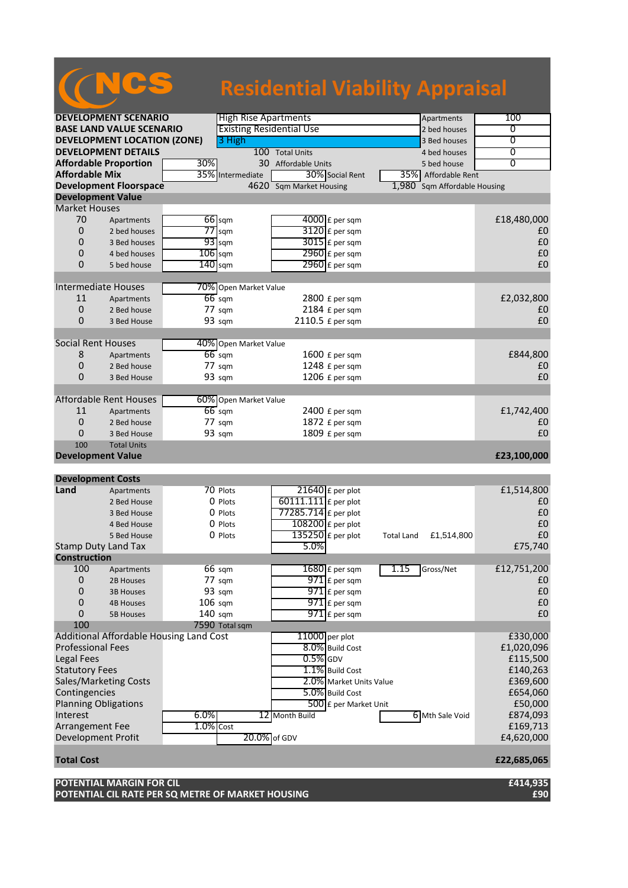# NCS Residential Viability Appraisal

| | | | | | | |
|---|---|---|---|---|---|---|
| **DEVELOPMENT SCENARIO** | | High Rise Apartments | | | Apartments | 100 |
| **BASE LAND VALUE SCENARIO** | | Existing Residential Use | | | 2 bed houses | 0 |
| **DEVELOPMENT LOCATION (ZONE)** | | 3 High | | | 3 Bed houses | 0 |
| **DEVELOPMENT DETAILS** | | 100 Total Units | | | 4 bed houses | 0 |
| **Affordable Proportion** | 30% | 30 Affordable Units | | | 5 bed house | 0 |
| **Affordable Mix** | 35% Intermediate | | 30% Social Rent | | 35% Affordable Rent | |
| **Development Floorspace** | | 4620 Sqm Market Housing | | | 1,980 Sqm Affordable Housing | |

## Development Value

| | | | | |
|---|---|---|---|---|
| **Market Houses** | | | | |
| 70 | Apartments | 66 sqm | 4000 £ per sqm | £18,480,000 |
| 0 | 2 bed houses | 77 sqm | 3120 £ per sqm | £0 |
| 0 | 3 Bed houses | 93 sqm | 3015 £ per sqm | £0 |
| 0 | 4 bed houses | 106 sqm | 2960 £ per sqm | £0 |
| 0 | 5 bed house | 140 sqm | 2960 £ per sqm | £0 |
| **Intermediate Houses** | | 70% Open Market Value | | |
| 11 | Apartments | 66 sqm | 2800 £ per sqm | £2,032,800 |
| 0 | 2 Bed house | 77 sqm | 2184 £ per sqm | £0 |
| 0 | 3 Bed House | 93 sqm | 2110.5 £ per sqm | £0 |
| **Social Rent Houses** | | 40% Open Market Value | | |
| 8 | Apartments | 66 sqm | 1600 £ per sqm | £844,800 |
| 0 | 2 Bed house | 77 sqm | 1248 £ per sqm | £0 |
| 0 | 3 Bed House | 93 sqm | 1206 £ per sqm | £0 |
| **Affordable Rent Houses** | | 60% Open Market Value | | |
| 11 | Apartments | 66 sqm | 2400 £ per sqm | £1,742,400 |
| 0 | 2 Bed house | 77 sqm | 1872 £ per sqm | £0 |
| 0 | 3 Bed House | 93 sqm | 1809 £ per sqm | £0 |
| 100 | Total Units | | | |
| **Development Value** | | | | **£23,100,000** |

## Development Costs

| | | | | | |
|---|---|---|---|---|---|
| **Land** | Apartments | 70 Plots | 21640 £ per plot | | £1,514,800 |
| | 2 Bed House | 0 Plots | 60111.111 £ per plot | | £0 |
| | 3 Bed House | 0 Plots | 77285.714 £ per plot | | £0 |
| | 4 Bed House | 0 Plots | 108200 £ per plot | | £0 |
| | 5 Bed House | 0 Plots | 135250 £ per plot | Total Land £1,514,800 | £0 |
| Stamp Duty Land Tax | | | 5.0% | | £75,740 |
| **Construction** | | | | | |
| 100 | Apartments | 66 sqm | 1680 £ per sqm | 1.15 Gross/Net | £12,751,200 |
| 0 | 2B Houses | 77 sqm | 971 £ per sqm | | £0 |
| 0 | 3B Houses | 93 sqm | 971 £ per sqm | | £0 |
| 0 | 4B Houses | 106 sqm | 971 £ per sqm | | £0 |
| 0 | 5B Houses | 140 sqm | 971 £ per sqm | | £0 |
| 100 | | 7590 Total sqm | | | |
| Additional Affordable Housing Land Cost | | | 11000 per plot | | £330,000 |
| Professional Fees | | | 8.0% Build Cost | | £1,020,096 |
| Legal Fees | | | 0.5% GDV | | £115,500 |
| Statutory Fees | | | 1.1% Build Cost | | £140,263 |
| Sales/Marketing Costs | | | 2.0% Market Units Value | | £369,600 |
| Contingencies | | | 5.0% Build Cost | | £654,060 |
| Planning Obligations | | | 500 £ per Market Unit | | £50,000 |
| Interest | 6.0% | | 12 Month Build | 6 Mth Sale Void | £874,093 |
| Arrangement Fee | 1.0% Cost | | | | £169,713 |
| Development Profit | | | 20.0% of GDV | | £4,620,000 |
| **Total Cost** | | | | | **£22,685,065** |

| | |
|---|---|
| **POTENTIAL MARGIN FOR CIL** | **£414,935** |
| **POTENTIAL CIL RATE PER SQ METRE OF MARKET HOUSING** | **£90** |